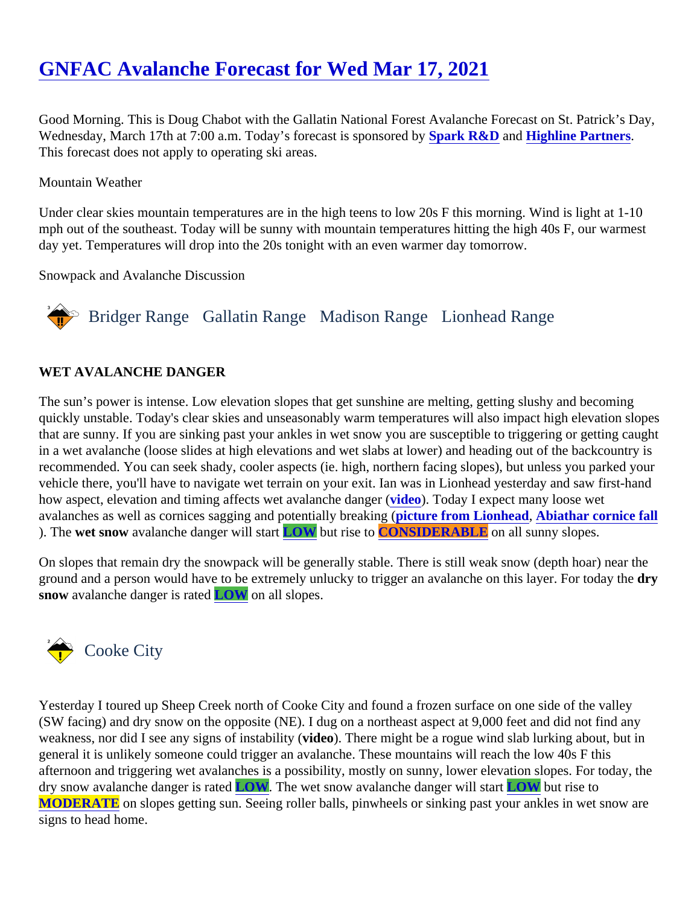# GNFAC Avalanche Forecast for Wed Mar 17, 2021

Good Morning. This is Doug Chabot with the Gallatin National Forest Avalanche Forecast on St. Patrick's Day, Wednesday, March 17th at 7:00 a.m. Today's forecast is sponsored by **Spark R&D** and **Highline Partners**. This forecast does not apply to operating ski areas.

Mountain Weather

Under clear skies mountain temperatures are in the high teens to low 20s F this morning. Wind is light at 1-10 mph out of the southeast. Today will be sunny with mountain temperatures hitting the high 40s F, our warmest day yet. Temperatures will drop into the 20s tonight with an even warmer day tomorrow.

Snowpack and Avalanche Discussion

## Bridger Range Gallatin Range Madison Range Lionhead Range

**WET AVALANCHE DANGER**

The sun's power is intense. Low elevation slopes that get sunshine are melting, getting slushy and becoming quickly unstable. Today's clear skies and unseasonably warm temperatures will also impact high elevation slopes that are sunny. If you are sinking past your ankles in wet snow you are susceptible to triggering or getting caught in a wet avalanche (loose slides at high elevations and wet slabs at lower) and heading out of the backcountry is recommended. You can seek shady, cooler aspects (ie. high, northern facing slopes), but unless you parked your vehicle there, you'll have to navigate wet terrain on your exit. Ian was in Lionhead yesterday and saw first-hand how aspect, elevation and timing affects wet avalanche danger (**video**). Today I expect many loose wet avalanches as well as cornices sagging and potentially breaking (**picture from Lionhead**, **Abiathar cornice fall**). The **wet snow** avalanche danger will start **LOW** but rise to **CONSIDERABLE** on all sunny slopes.

On slopes that remain dry the snowpack will be generally stable. There is still weak snow (depth hoar) near the ground and a person would have to be extremely unlucky to trigger an avalanche on this layer. For today the **dry snow** avalanche danger is rated **LOW** on all slopes.

## Cooke City

Yesterday I toured up Sheep Creek north of Cooke City and found a frozen surface on one side of the valley (SW facing) and dry snow on the opposite (NE). I dug on a northeast aspect at 9,000 feet and did not find any weakness, nor did I see any signs of instability (**video**). There might be a rogue wind slab lurking about, but in general it is unlikely someone could trigger an avalanche. These mountains will reach the low 40s F this afternoon and triggering wet avalanches is a possibility, mostly on sunny, lower elevation slopes. For today, the dry snow avalanche danger is rated **LOW**. The wet snow avalanche danger will start **LOW** but rise to **MODERATE** on slopes getting sun. Seeing roller balls, pinwheels or sinking past your ankles in wet snow are signs to head home.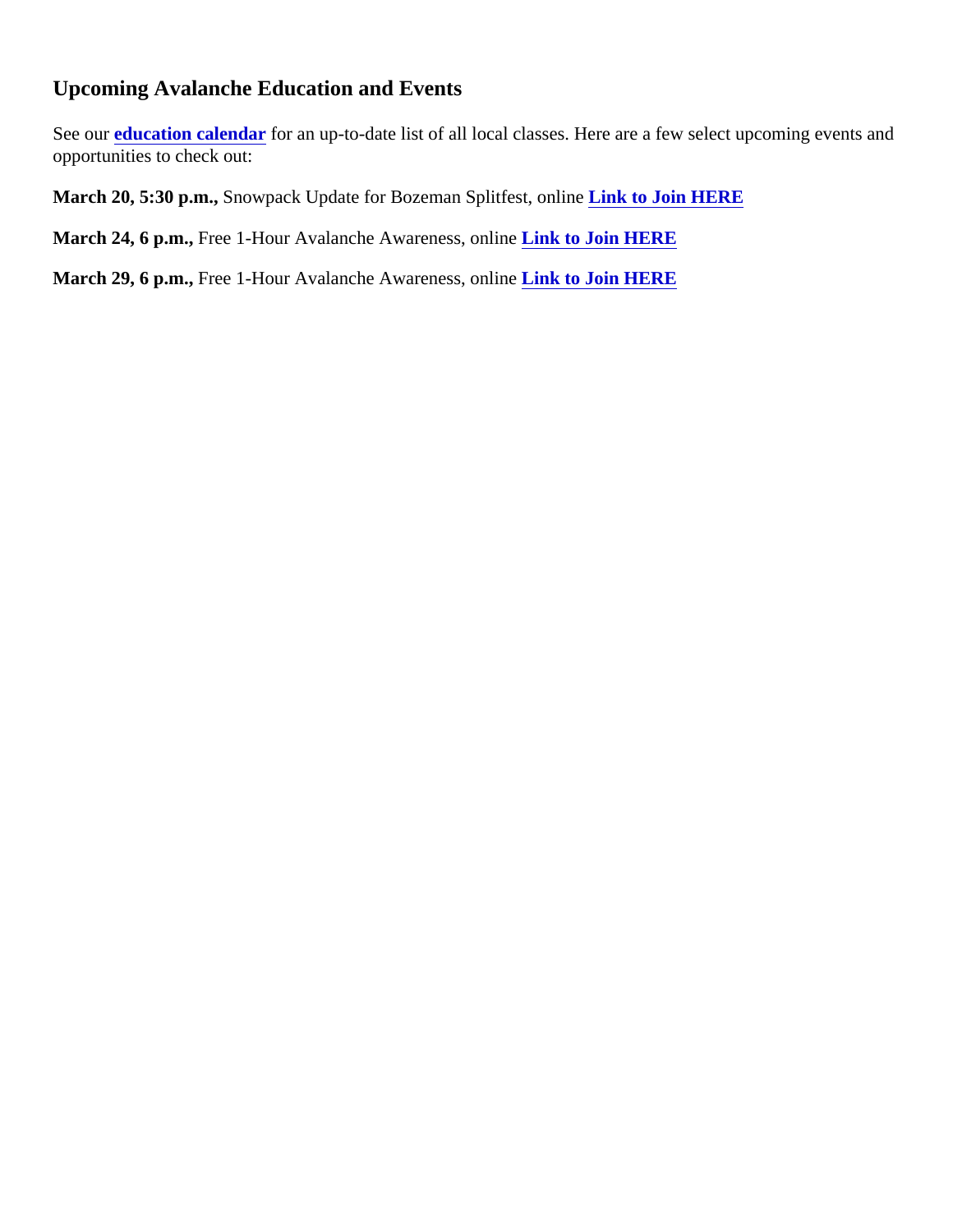## Upcoming Avalanche Education and Events

See our **education calendar** for an up-to-date list of all local classes. Here are a few select upcoming events and opportunities to check out:

**March 20, 5:30 p.m.,** Snowpack Update for Bozeman Splitfest, online **Link to Join HERE**

**March 24, 6 p.m.,** Free 1-Hour Avalanche Awareness, online **Link to Join HERE**

**March 29, 6 p.m.,** Free 1-Hour Avalanche Awareness, online **Link to Join HERE**